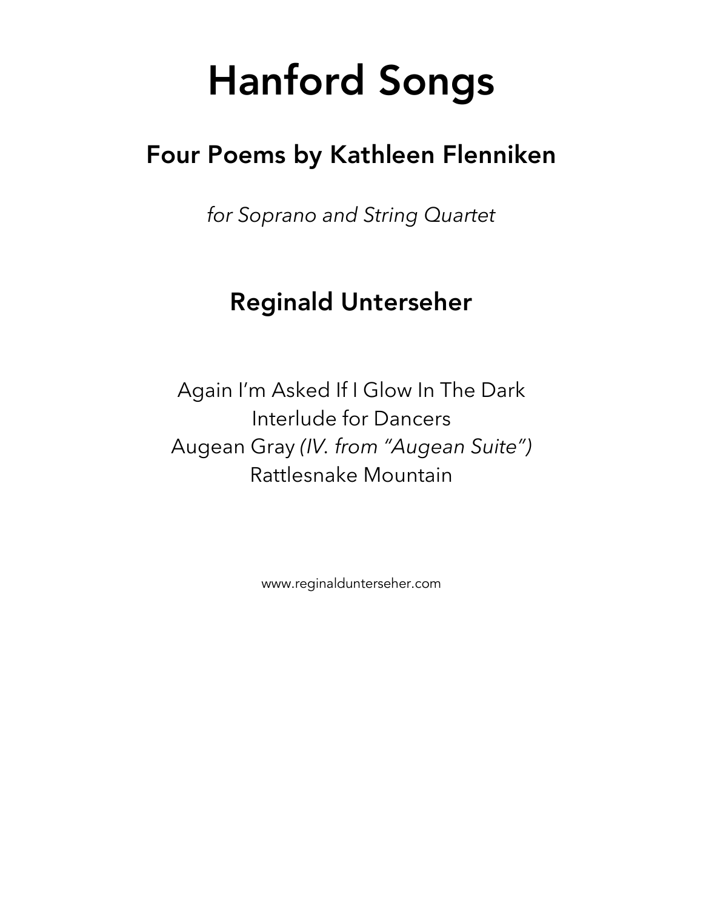# Hanford Songs

## Four Poems by Kathleen Flenniken

*for Soprano and String Quartet*

## Reginald Unterseher

Again I'm Asked If I Glow In The Dark
Interlude for Dancers
Augean Gray *(IV. from "Augean Suite")*
Rattlesnake Mountain

www.reginaldunterseher.com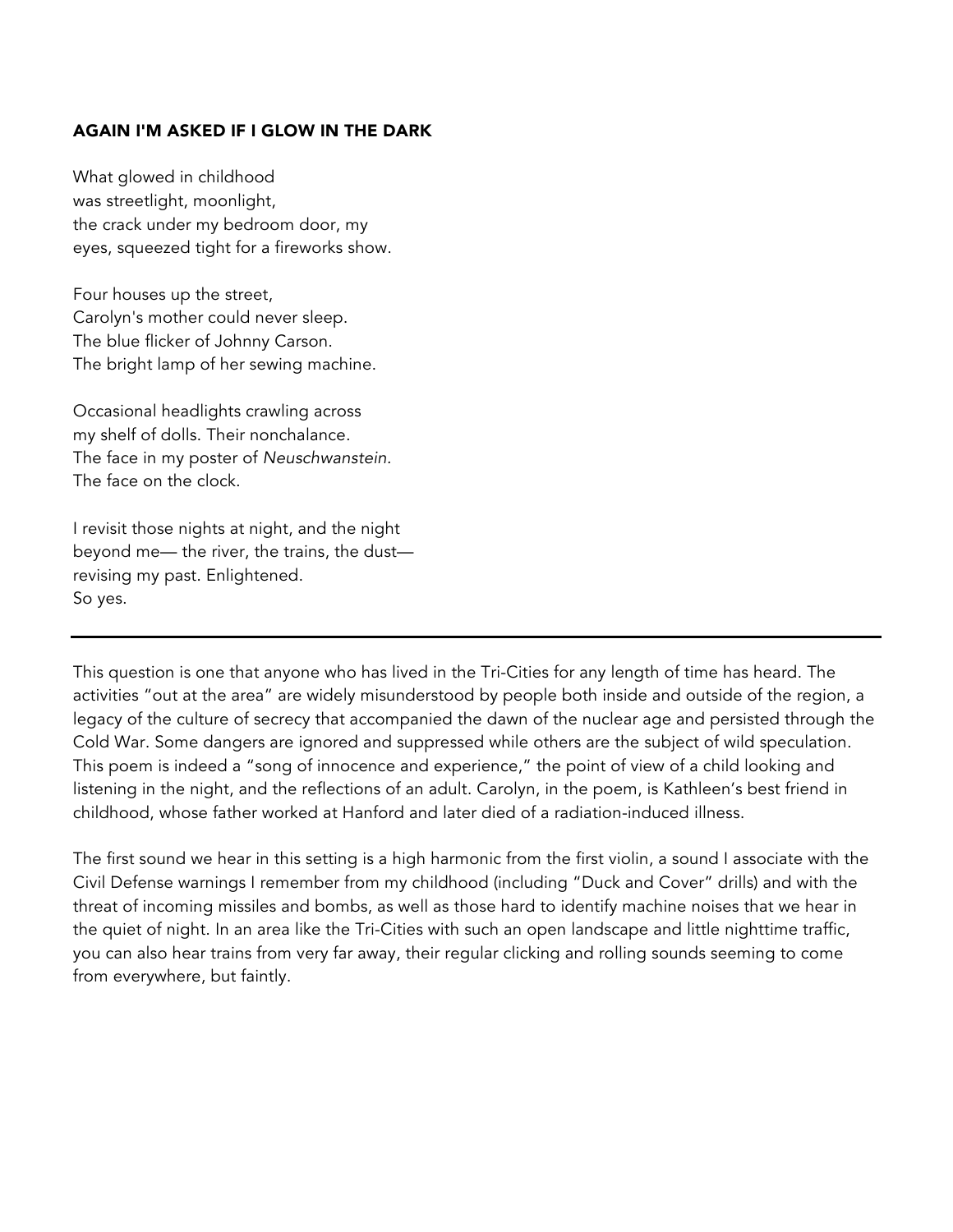### AGAIN I'M ASKED IF I GLOW IN THE DARK

What glowed in childhood  
was streetlight, moonlight,  
the crack under my bedroom door, my  
eyes, squeezed tight for a fireworks show.

Four houses up the street,  
Carolyn's mother could never sleep.  
The blue flicker of Johnny Carson.  
The bright lamp of her sewing machine.

Occasional headlights crawling across  
my shelf of dolls. Their nonchalance.  
The face in my poster of *Neuschwanstein.*  
The face on the clock.

I revisit those nights at night, and the night  
beyond me— the river, the trains, the dust—  
revising my past. Enlightened.  
So yes.

---

This question is one that anyone who has lived in the Tri-Cities for any length of time has heard. The activities "out at the area" are widely misunderstood by people both inside and outside of the region, a legacy of the culture of secrecy that accompanied the dawn of the nuclear age and persisted through the Cold War. Some dangers are ignored and suppressed while others are the subject of wild speculation. This poem is indeed a "song of innocence and experience," the point of view of a child looking and listening in the night, and the reflections of an adult. Carolyn, in the poem, is Kathleen's best friend in childhood, whose father worked at Hanford and later died of a radiation-induced illness.

The first sound we hear in this setting is a high harmonic from the first violin, a sound I associate with the Civil Defense warnings I remember from my childhood (including "Duck and Cover" drills) and with the threat of incoming missiles and bombs, as well as those hard to identify machine noises that we hear in the quiet of night. In an area like the Tri-Cities with such an open landscape and little nighttime traffic, you can also hear trains from very far away, their regular clicking and rolling sounds seeming to come from everywhere, but faintly.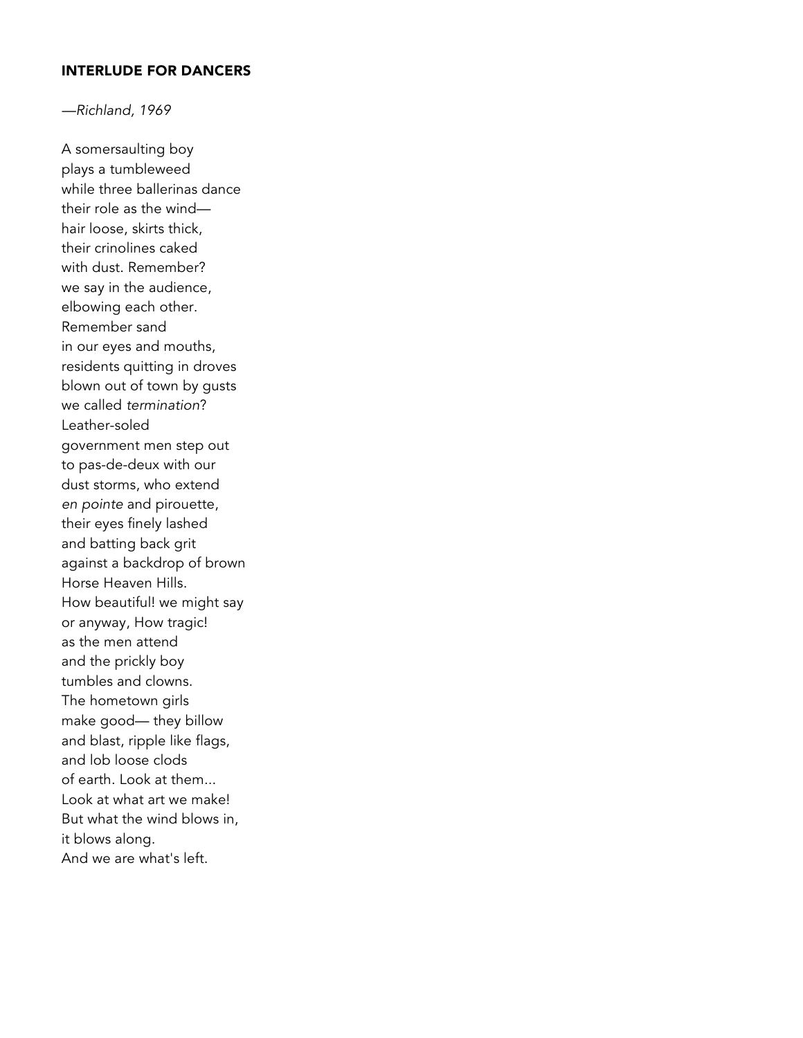## INTERLUDE FOR DANCERS

*—Richland, 1969*

A somersaulting boy  
plays a tumbleweed  
while three ballerinas dance  
their role as the wind—  
hair loose, skirts thick,  
their crinolines caked  
with dust. Remember?  
we say in the audience,  
elbowing each other.  
Remember sand  
in our eyes and mouths,  
residents quitting in droves  
blown out of town by gusts  
we called *termination*?  
Leather-soled  
government men step out  
to pas-de-deux with our  
dust storms, who extend  
*en pointe* and pirouette,  
their eyes finely lashed  
and batting back grit  
against a backdrop of brown  
Horse Heaven Hills.  
How beautiful! we might say  
or anyway, How tragic!  
as the men attend  
and the prickly boy  
tumbles and clowns.  
The hometown girls  
make good— they billow  
and blast, ripple like flags,  
and lob loose clods  
of earth. Look at them...  
Look at what art we make!  
But what the wind blows in,  
it blows along.  
And we are what's left.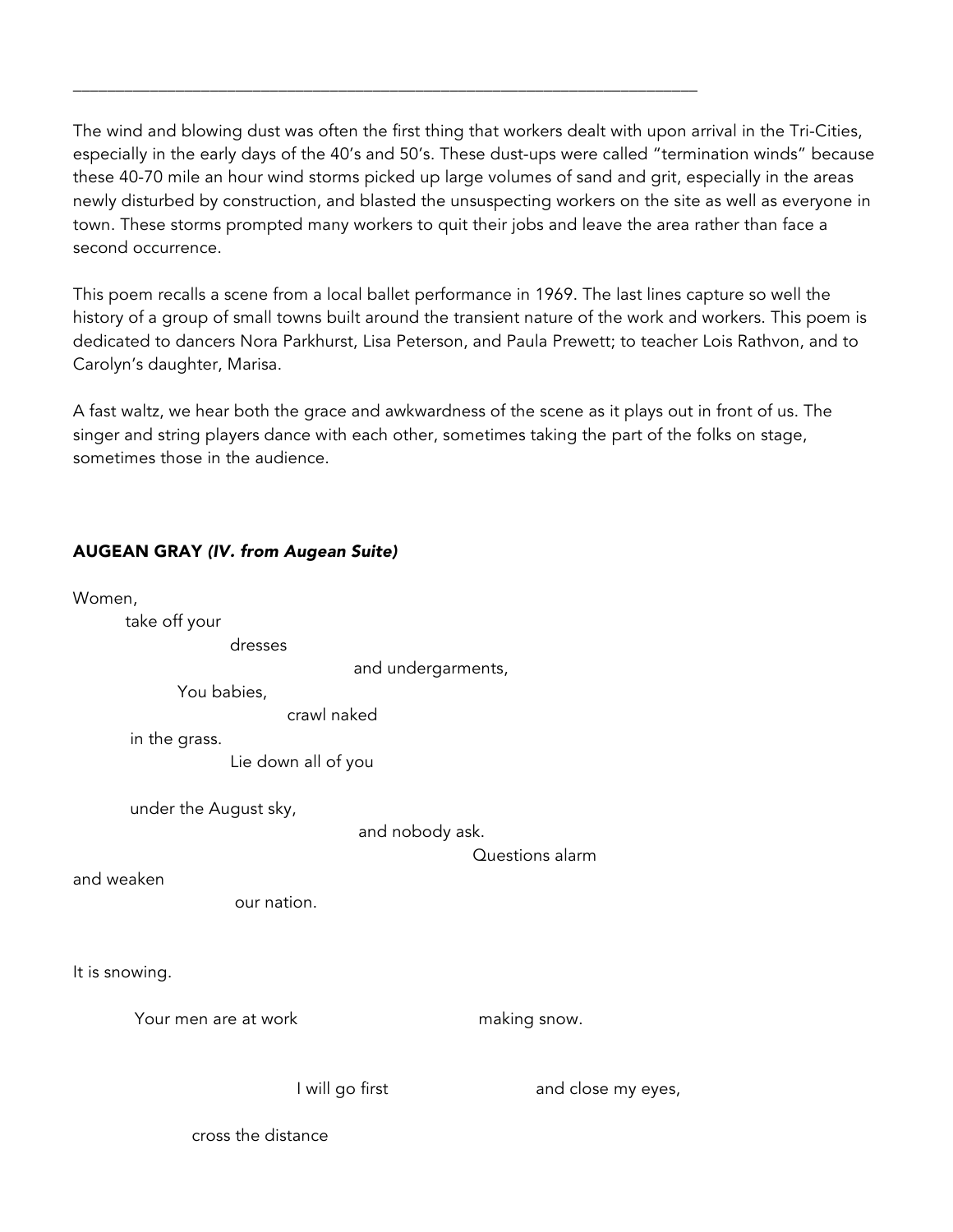---

The wind and blowing dust was often the first thing that workers dealt with upon arrival in the Tri-Cities, especially in the early days of the 40's and 50's. These dust-ups were called "termination winds" because these 40-70 mile an hour wind storms picked up large volumes of sand and grit, especially in the areas newly disturbed by construction, and blasted the unsuspecting workers on the site as well as everyone in town. These storms prompted many workers to quit their jobs and leave the area rather than face a second occurrence.

This poem recalls a scene from a local ballet performance in 1969. The last lines capture so well the history of a group of small towns built around the transient nature of the work and workers. This poem is dedicated to dancers Nora Parkhurst, Lisa Peterson, and Paula Prewett; to teacher Lois Rathvon, and to Carolyn's daughter, Marisa.

A fast waltz, we hear both the grace and awkwardness of the scene as it plays out in front of us. The singer and string players dance with each other, sometimes taking the part of the folks on stage, sometimes those in the audience.

### AUGEAN GRAY *(IV. from Augean Suite)*

Women,
take off your
dresses
and undergarments,
You babies,
crawl naked
in the grass.
Lie down all of you

under the August sky,
and nobody ask.
Questions alarm
and weaken
our nation.

It is snowing.

Your men are at work making snow.

I will go first and close my eyes,

cross the distance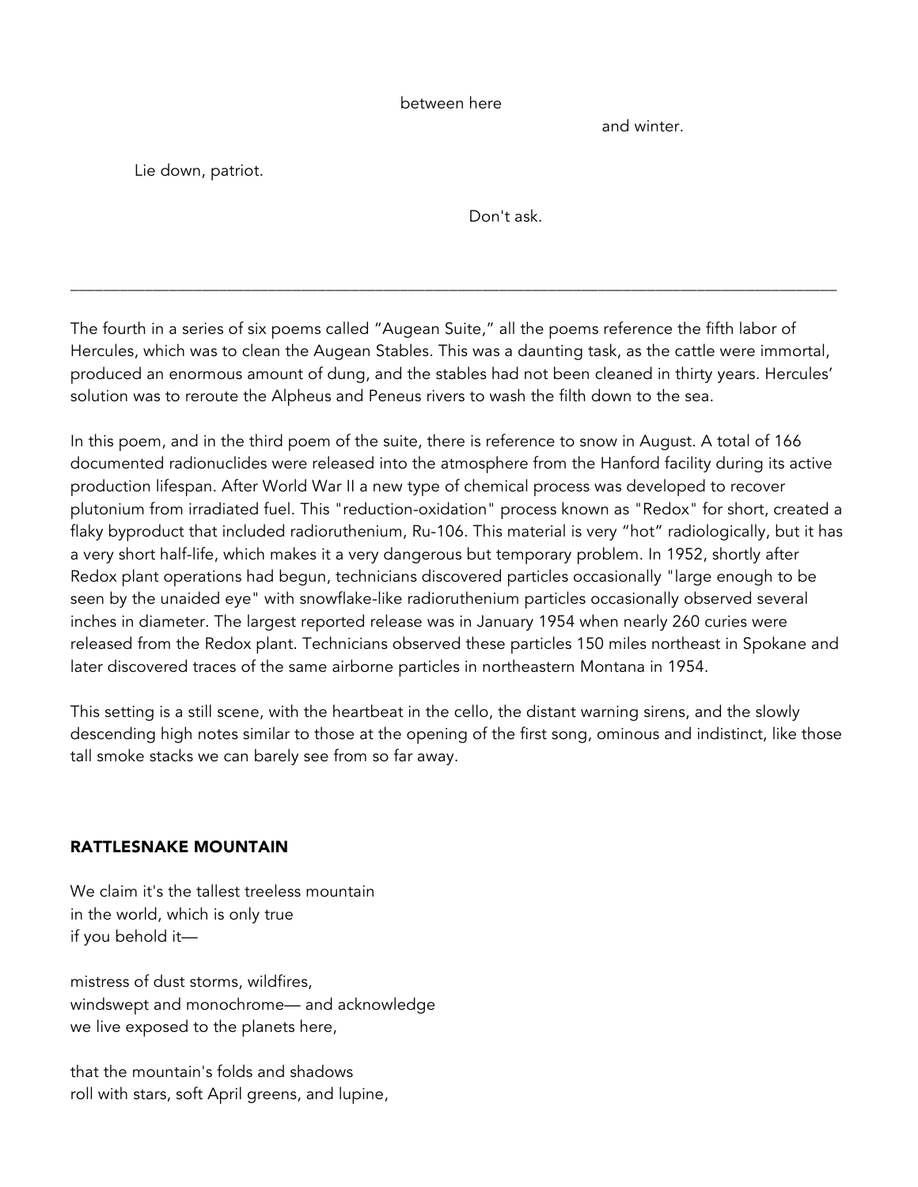between here

and winter.

Lie down, patriot.

Don't ask.

---

The fourth in a series of six poems called "Augean Suite," all the poems reference the fifth labor of Hercules, which was to clean the Augean Stables. This was a daunting task, as the cattle were immortal, produced an enormous amount of dung, and the stables had not been cleaned in thirty years. Hercules' solution was to reroute the Alpheus and Peneus rivers to wash the filth down to the sea.

In this poem, and in the third poem of the suite, there is reference to snow in August. A total of 166 documented radionuclides were released into the atmosphere from the Hanford facility during its active production lifespan. After World War II a new type of chemical process was developed to recover plutonium from irradiated fuel. This "reduction-oxidation" process known as "Redox" for short, created a flaky byproduct that included radioruthenium, Ru-106. This material is very "hot" radiologically, but it has a very short half-life, which makes it a very dangerous but temporary problem. In 1952, shortly after Redox plant operations had begun, technicians discovered particles occasionally "large enough to be seen by the unaided eye" with snowflake-like radioruthenium particles occasionally observed several inches in diameter. The largest reported release was in January 1954 when nearly 260 curies were released from the Redox plant. Technicians observed these particles 150 miles northeast in Spokane and later discovered traces of the same airborne particles in northeastern Montana in 1954.

This setting is a still scene, with the heartbeat in the cello, the distant warning sirens, and the slowly descending high notes similar to those at the opening of the first song, ominous and indistinct, like those tall smoke stacks we can barely see from so far away.

**RATTLESNAKE MOUNTAIN**

We claim it's the tallest treeless mountain
in the world, which is only true
if you behold it—

mistress of dust storms, wildfires,
windswept and monochrome— and acknowledge
we live exposed to the planets here,

that the mountain's folds and shadows
roll with stars, soft April greens, and lupine,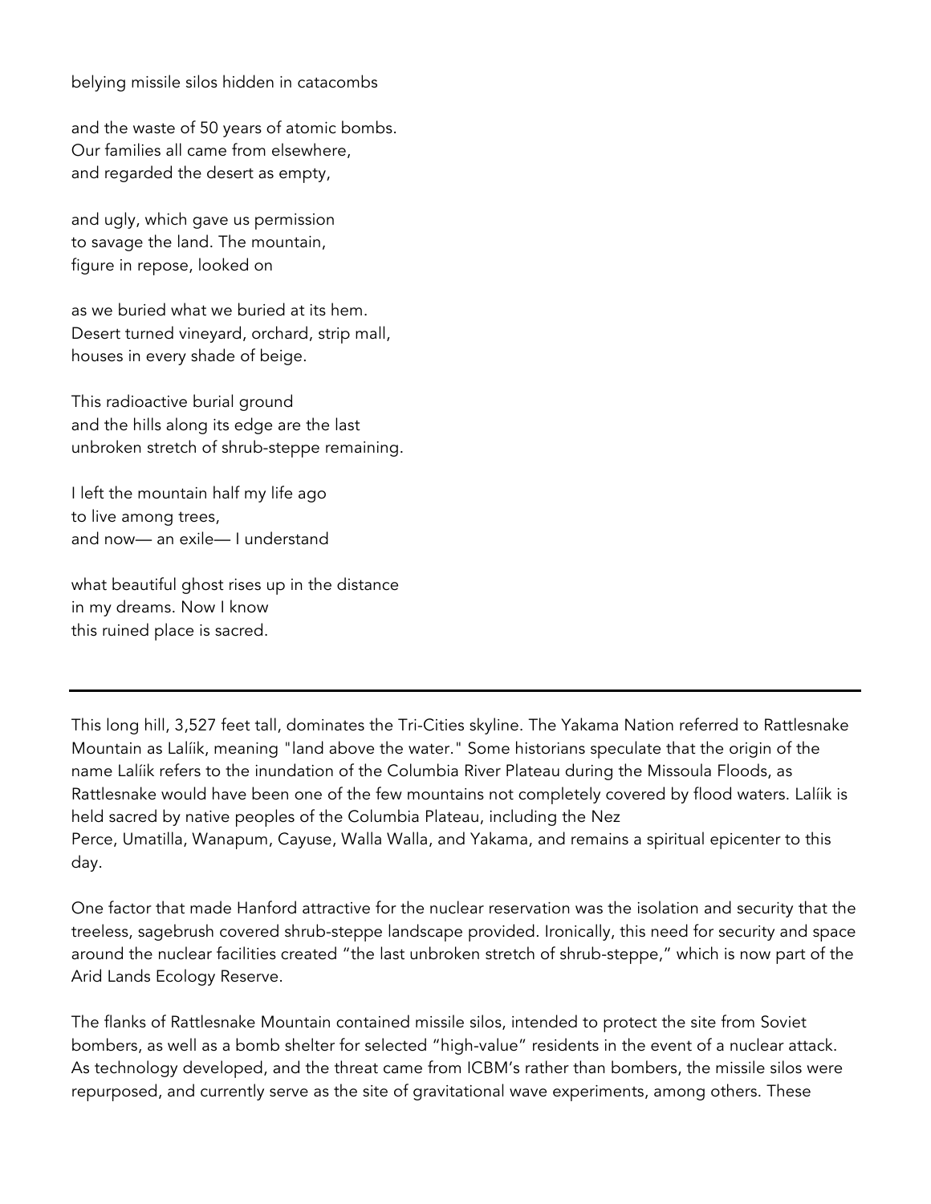belying missile silos hidden in catacombs

and the waste of 50 years of atomic bombs.
Our families all came from elsewhere,
and regarded the desert as empty,

and ugly, which gave us permission
to savage the land. The mountain,
figure in repose, looked on

as we buried what we buried at its hem.
Desert turned vineyard, orchard, strip mall,
houses in every shade of beige.

This radioactive burial ground
and the hills along its edge are the last
unbroken stretch of shrub-steppe remaining.

I left the mountain half my life ago
to live among trees,
and now— an exile— I understand

what beautiful ghost rises up in the distance
in my dreams. Now I know
this ruined place is sacred.

---

This long hill, 3,527 feet tall, dominates the Tri-Cities skyline. The Yakama Nation referred to Rattlesnake Mountain as Lalíik, meaning "land above the water." Some historians speculate that the origin of the name Lalíik refers to the inundation of the Columbia River Plateau during the Missoula Floods, as Rattlesnake would have been one of the few mountains not completely covered by flood waters. Lalíik is held sacred by native peoples of the Columbia Plateau, including the Nez Perce, Umatilla, Wanapum, Cayuse, Walla Walla, and Yakama, and remains a spiritual epicenter to this day.

One factor that made Hanford attractive for the nuclear reservation was the isolation and security that the treeless, sagebrush covered shrub-steppe landscape provided. Ironically, this need for security and space around the nuclear facilities created "the last unbroken stretch of shrub-steppe," which is now part of the Arid Lands Ecology Reserve.

The flanks of Rattlesnake Mountain contained missile silos, intended to protect the site from Soviet bombers, as well as a bomb shelter for selected "high-value" residents in the event of a nuclear attack. As technology developed, and the threat came from ICBM's rather than bombers, the missile silos were repurposed, and currently serve as the site of gravitational wave experiments, among others. These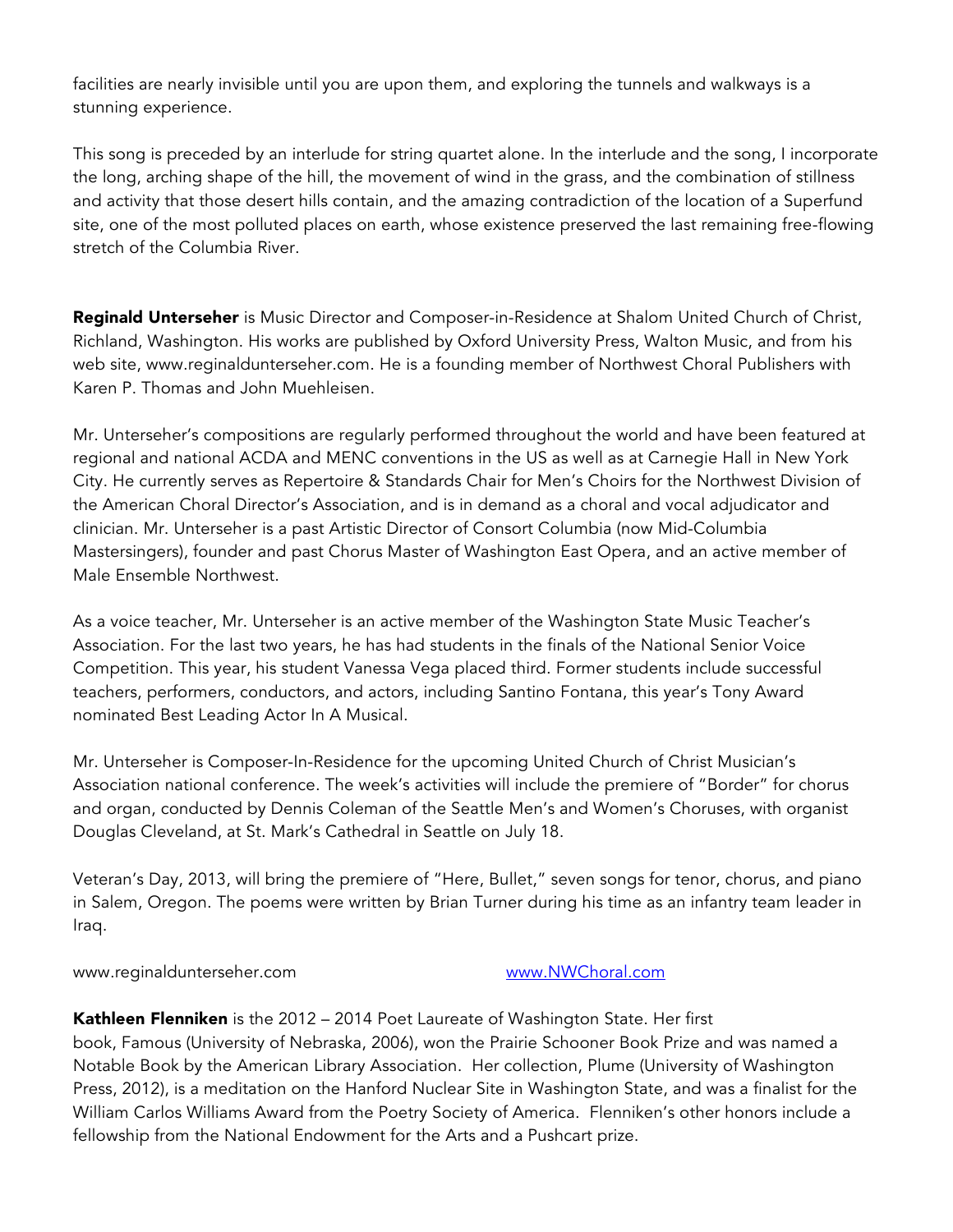facilities are nearly invisible until you are upon them, and exploring the tunnels and walkways is a stunning experience.

This song is preceded by an interlude for string quartet alone. In the interlude and the song, I incorporate the long, arching shape of the hill, the movement of wind in the grass, and the combination of stillness and activity that those desert hills contain, and the amazing contradiction of the location of a Superfund site, one of the most polluted places on earth, whose existence preserved the last remaining free-flowing stretch of the Columbia River.

**Reginald Unterseher** is Music Director and Composer-in-Residence at Shalom United Church of Christ, Richland, Washington. His works are published by Oxford University Press, Walton Music, and from his web site, www.reginaldunterseher.com. He is a founding member of Northwest Choral Publishers with Karen P. Thomas and John Muehleisen.

Mr. Unterseher's compositions are regularly performed throughout the world and have been featured at regional and national ACDA and MENC conventions in the US as well as at Carnegie Hall in New York City. He currently serves as Repertoire & Standards Chair for Men's Choirs for the Northwest Division of the American Choral Director's Association, and is in demand as a choral and vocal adjudicator and clinician. Mr. Unterseher is a past Artistic Director of Consort Columbia (now Mid-Columbia Mastersingers), founder and past Chorus Master of Washington East Opera, and an active member of Male Ensemble Northwest.

As a voice teacher, Mr. Unterseher is an active member of the Washington State Music Teacher's Association. For the last two years, he has had students in the finals of the National Senior Voice Competition. This year, his student Vanessa Vega placed third. Former students include successful teachers, performers, conductors, and actors, including Santino Fontana, this year's Tony Award nominated Best Leading Actor In A Musical.

Mr. Unterseher is Composer-In-Residence for the upcoming United Church of Christ Musician's Association national conference. The week's activities will include the premiere of "Border" for chorus and organ, conducted by Dennis Coleman of the Seattle Men's and Women's Choruses, with organist Douglas Cleveland, at St. Mark's Cathedral in Seattle on July 18.

Veteran's Day, 2013, will bring the premiere of "Here, Bullet," seven songs for tenor, chorus, and piano in Salem, Oregon. The poems were written by Brian Turner during his time as an infantry team leader in Iraq.

www.reginaldunterseher.com www.NWChoral.com

**Kathleen Flenniken** is the 2012 – 2014 Poet Laureate of Washington State. Her first book, Famous (University of Nebraska, 2006), won the Prairie Schooner Book Prize and was named a Notable Book by the American Library Association. Her collection, Plume (University of Washington Press, 2012), is a meditation on the Hanford Nuclear Site in Washington State, and was a finalist for the William Carlos Williams Award from the Poetry Society of America. Flenniken's other honors include a fellowship from the National Endowment for the Arts and a Pushcart prize.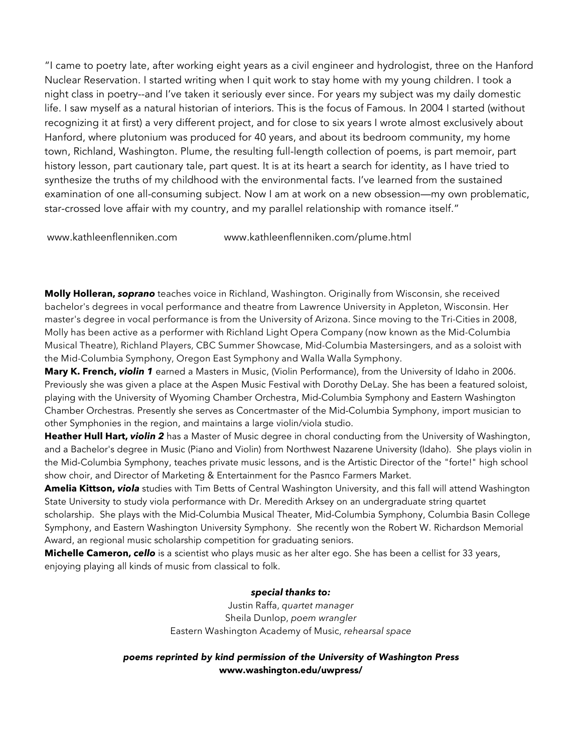"I came to poetry late, after working eight years as a civil engineer and hydrologist, three on the Hanford Nuclear Reservation. I started writing when I quit work to stay home with my young children. I took a night class in poetry--and I've taken it seriously ever since. For years my subject was my daily domestic life. I saw myself as a natural historian of interiors. This is the focus of Famous. In 2004 I started (without recognizing it at first) a very different project, and for close to six years I wrote almost exclusively about Hanford, where plutonium was produced for 40 years, and about its bedroom community, my home town, Richland, Washington. Plume, the resulting full-length collection of poems, is part memoir, part history lesson, part cautionary tale, part quest. It is at its heart a search for identity, as I have tried to synthesize the truths of my childhood with the environmental facts. I've learned from the sustained examination of one all-consuming subject. Now I am at work on a new obsession—my own problematic, star-crossed love affair with my country, and my parallel relationship with romance itself."

www.kathleenflenniken.com www.kathleenflenniken.com/plume.html

**Molly Holleran, *soprano*** teaches voice in Richland, Washington. Originally from Wisconsin, she received bachelor's degrees in vocal performance and theatre from Lawrence University in Appleton, Wisconsin. Her master's degree in vocal performance is from the University of Arizona. Since moving to the Tri-Cities in 2008, Molly has been active as a performer with Richland Light Opera Company (now known as the Mid-Columbia Musical Theatre), Richland Players, CBC Summer Showcase, Mid-Columbia Mastersingers, and as a soloist with the Mid-Columbia Symphony, Oregon East Symphony and Walla Walla Symphony.

**Mary K. French, *violin 1*** earned a Masters in Music, (Violin Performance), from the University of Idaho in 2006. Previously she was given a place at the Aspen Music Festival with Dorothy DeLay. She has been a featured soloist, playing with the University of Wyoming Chamber Orchestra, Mid-Columbia Symphony and Eastern Washington Chamber Orchestras. Presently she serves as Concertmaster of the Mid-Columbia Symphony, import musician to other Symphonies in the region, and maintains a large violin/viola studio.

**Heather Hull Hart, *violin 2*** has a Master of Music degree in choral conducting from the University of Washington, and a Bachelor's degree in Music (Piano and Violin) from Northwest Nazarene University (Idaho). She plays violin in the Mid-Columbia Symphony, teaches private music lessons, and is the Artistic Director of the "forte!" high school show choir, and Director of Marketing & Entertainment for the Pasπco Farmers Market.

**Amelia Kittson, *viola*** studies with Tim Betts of Central Washington University, and this fall will attend Washington State University to study viola performance with Dr. Meredith Arksey on an undergraduate string quartet scholarship. She plays with the Mid-Columbia Musical Theater, Mid-Columbia Symphony, Columbia Basin College Symphony, and Eastern Washington University Symphony. She recently won the Robert W. Richardson Memorial Award, an regional music scholarship competition for graduating seniors.

**Michelle Cameron, *cello*** is a scientist who plays music as her alter ego. She has been a cellist for 33 years, enjoying playing all kinds of music from classical to folk.

***special thanks to:***

Justin Raffa, *quartet manager*
Sheila Dunlop, *poem wrangler*
Eastern Washington Academy of Music, *rehearsal space*

***poems reprinted by kind permission of the University of Washington Press***
**www.washington.edu/uwpress/**